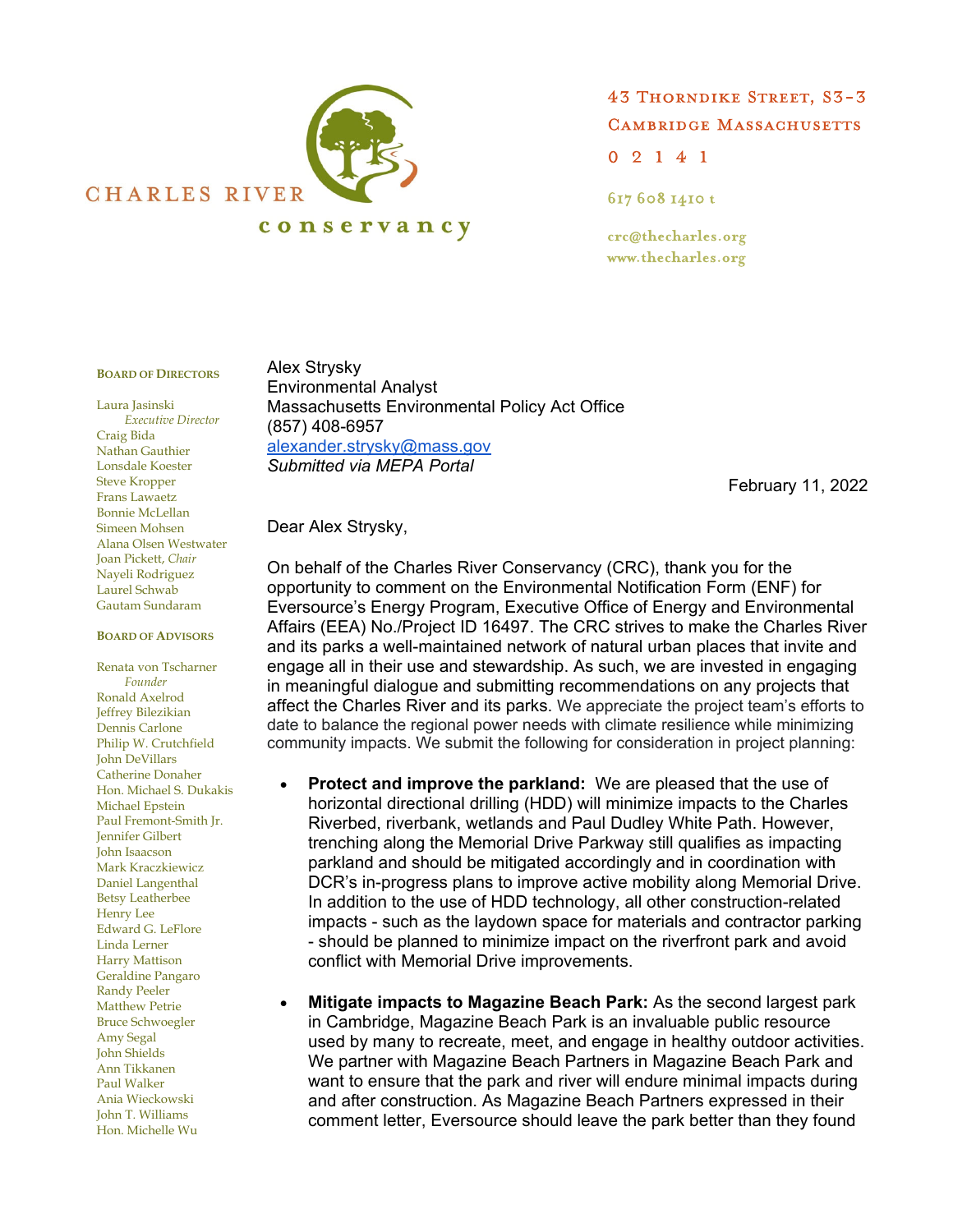CHARLES RIVER conservancy

43 Thorndike Street, S3-3
Cambridge Massachusetts
0 2 1 4 1

617 608 1410 t

crc@thecharles.org
www.thecharles.org

**Board of Directors**

Laura Jasinski, *Executive Director*
Craig Bida
Nathan Gauthier
Lonsdale Koester
Steve Kropper
Frans Lawaetz
Bonnie McLellan
Simeen Mohsen
Alana Olsen Westwater
Joan Pickett, *Chair*
Nayeli Rodriguez
Laurel Schwab
Gautam Sundaram

**Board of Advisors**

Renata von Tscharner, *Founder*
Ronald Axelrod
Jeffrey Bilezikian
Dennis Carlone
Philip W. Crutchfield
John DeVillars
Catherine Donaher
Hon. Michael S. Dukakis
Michael Epstein
Paul Fremont-Smith Jr.
Jennifer Gilbert
John Isaacson
Mark Kraczkiewicz
Daniel Langenthal
Betsy Leatherbee
Henry Lee
Edward G. LeFlore
Linda Lerner
Harry Mattison
Geraldine Pangaro
Randy Peeler
Matthew Petrie
Bruce Schwoegler
Amy Segal
John Shields
Ann Tikkanen
Paul Walker
Ania Wieckowski
John T. Williams
Hon. Michelle Wu

Alex Strysky
Environmental Analyst
Massachusetts Environmental Policy Act Office
(857) 408-6957
alexander.strysky@mass.gov
*Submitted via MEPA Portal*

February 11, 2022

Dear Alex Strysky,

On behalf of the Charles River Conservancy (CRC), thank you for the opportunity to comment on the Environmental Notification Form (ENF) for Eversource's Energy Program, Executive Office of Energy and Environmental Affairs (EEA) No./Project ID 16497. The CRC strives to make the Charles River and its parks a well-maintained network of natural urban places that invite and engage all in their use and stewardship. As such, we are invested in engaging in meaningful dialogue and submitting recommendations on any projects that affect the Charles River and its parks. We appreciate the project team's efforts to date to balance the regional power needs with climate resilience while minimizing community impacts. We submit the following for consideration in project planning:

- **Protect and improve the parkland:** We are pleased that the use of horizontal directional drilling (HDD) will minimize impacts to the Charles Riverbed, riverbank, wetlands and Paul Dudley White Path. However, trenching along the Memorial Drive Parkway still qualifies as impacting parkland and should be mitigated accordingly and in coordination with DCR's in-progress plans to improve active mobility along Memorial Drive. In addition to the use of HDD technology, all other construction-related impacts - such as the laydown space for materials and contractor parking - should be planned to minimize impact on the riverfront park and avoid conflict with Memorial Drive improvements.

- **Mitigate impacts to Magazine Beach Park:** As the second largest park in Cambridge, Magazine Beach Park is an invaluable public resource used by many to recreate, meet, and engage in healthy outdoor activities. We partner with Magazine Beach Partners in Magazine Beach Park and want to ensure that the park and river will endure minimal impacts during and after construction. As Magazine Beach Partners expressed in their comment letter, Eversource should leave the park better than they found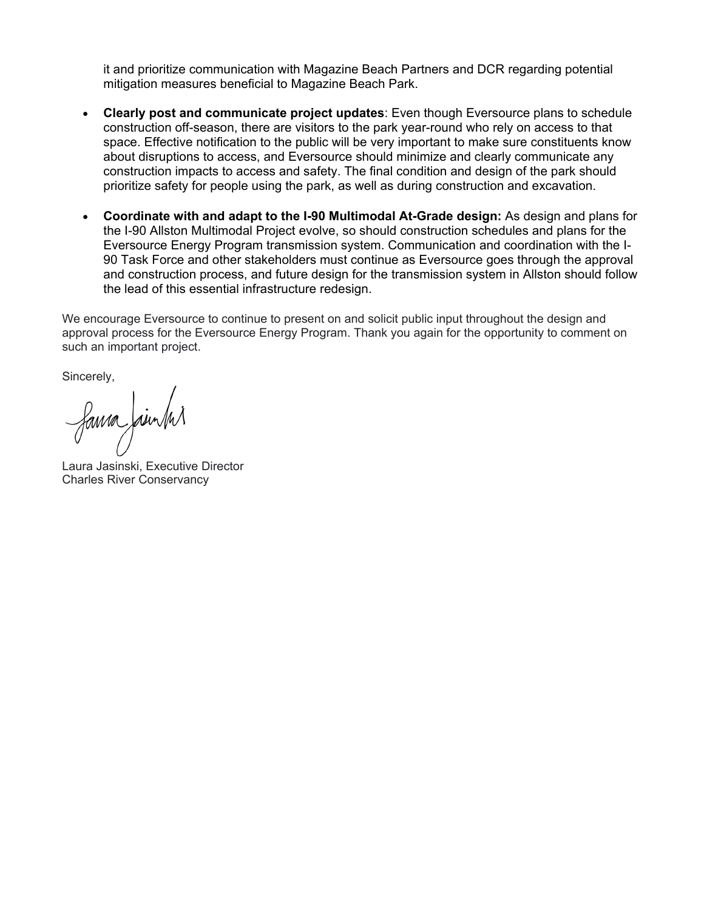it and prioritize communication with Magazine Beach Partners and DCR regarding potential mitigation measures beneficial to Magazine Beach Park.

- **Clearly post and communicate project updates**: Even though Eversource plans to schedule construction off-season, there are visitors to the park year-round who rely on access to that space. Effective notification to the public will be very important to make sure constituents know about disruptions to access, and Eversource should minimize and clearly communicate any construction impacts to access and safety. The final condition and design of the park should prioritize safety for people using the park, as well as during construction and excavation.

- **Coordinate with and adapt to the I-90 Multimodal At-Grade design:** As design and plans for the I-90 Allston Multimodal Project evolve, so should construction schedules and plans for the Eversource Energy Program transmission system. Communication and coordination with the I-90 Task Force and other stakeholders must continue as Eversource goes through the approval and construction process, and future design for the transmission system in Allston should follow the lead of this essential infrastructure redesign.

We encourage Eversource to continue to present on and solicit public input throughout the design and approval process for the Eversource Energy Program. Thank you again for the opportunity to comment on such an important project.

Sincerely,

Laura Jasinski, Executive Director
Charles River Conservancy